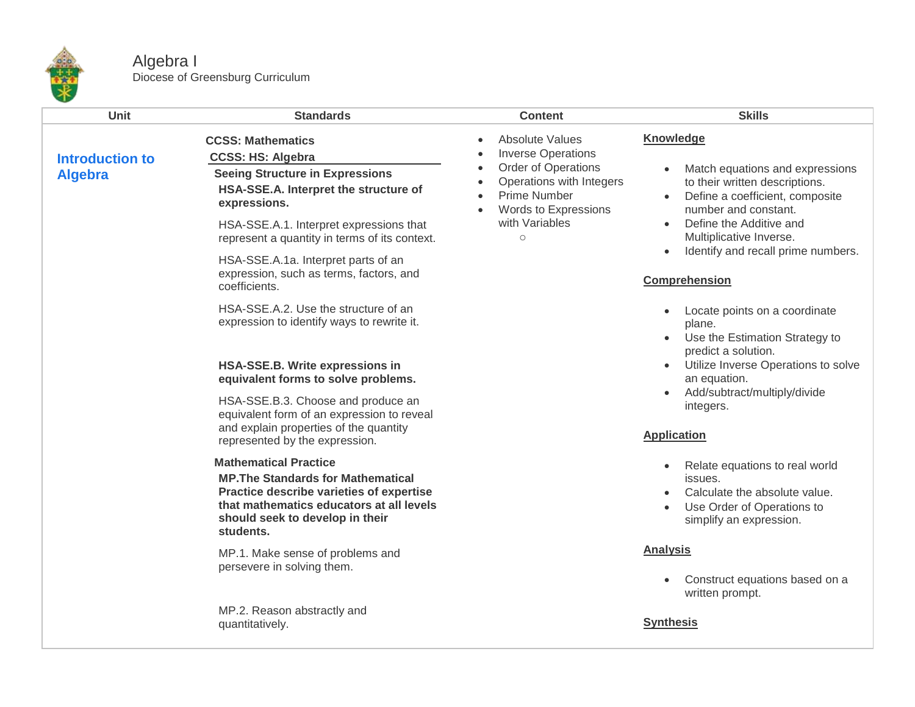# Algebra I

Diocese of Greenburg Curriculum

| Unit | Standards | Content | Skills |
|---|---|---|---|
| **Introduction to Algebra** | **CCSS: Mathematics**<br>**CCSS: HS: Algebra**<br>**Seeing Structure in Expressions**<br>**HSA-SSE.A. Interpret the structure of expressions.**<br>HSA-SSE.A.1. Interpret expressions that represent a quantity in terms of its context.<br>HSA-SSE.A.1a. Interpret parts of an expression, such as terms, factors, and coefficients.<br>HSA-SSE.A.2. Use the structure of an expression to identify ways to rewrite it.<br>**HSA-SSE.B. Write expressions in equivalent forms to solve problems.**<br>HSA-SSE.B.3. Choose and produce an equivalent form of an expression to reveal and explain properties of the quantity represented by the expression.<br>**Mathematical Practice**<br>**MP.The Standards for Mathematical Practice describe varieties of expertise that mathematics educators at all levels should seek to develop in their students.**<br>MP.1. Make sense of problems and persevere in solving them.<br>MP.2. Reason abstractly and quantitatively. | • Absolute Values<br>• Inverse Operations<br>• Order of Operations<br>• Operations with Integers<br>• Prime Number<br>• Words to Expressions with Variables<br>○ | **Knowledge**<br>• Match equations and expressions to their written descriptions.<br>• Define a coefficient, composite number and constant.<br>• Define the Additive and Multiplicative Inverse.<br>• Identify and recall prime numbers.<br>**Comprehension**<br>• Locate points on a coordinate plane.<br>• Use the Estimation Strategy to predict a solution.<br>• Utilize Inverse Operations to solve an equation.<br>• Add/subtract/multiply/divide integers.<br>**Application**<br>• Relate equations to real world issues.<br>• Calculate the absolute value.<br>• Use Order of Operations to simplify an expression.<br>**Analysis**<br>• Construct equations based on a written prompt.<br>**Synthesis** |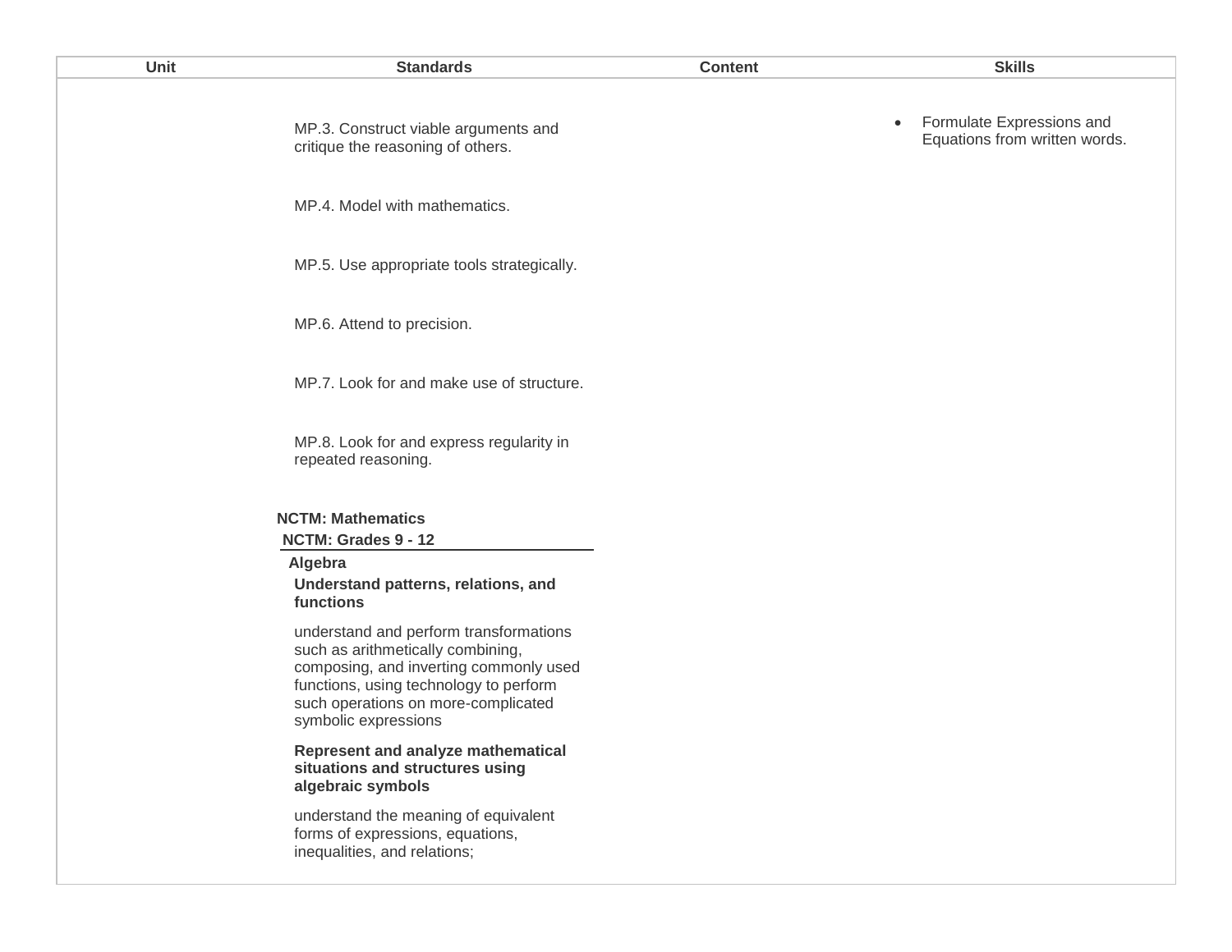| Unit | Standards | Content | Skills |
| --- | --- | --- | --- |
| | MP.3. Construct viable arguments and critique the reasoning of others.<br><br>MP.4. Model with mathematics.<br><br>MP.5. Use appropriate tools strategically.<br><br>MP.6. Attend to precision.<br><br>MP.7. Look for and make use of structure.<br><br>MP.8. Look for and express regularity in repeated reasoning.<br><br>**NCTM: Mathematics**<br>**NCTM: Grades 9 - 12**<br>**Algebra**<br>**Understand patterns, relations, and functions**<br><br>understand and perform transformations such as arithmetically combining, composing, and inverting commonly used functions, using technology to perform such operations on more-complicated symbolic expressions<br><br>**Represent and analyze mathematical situations and structures using algebraic symbols**<br><br>understand the meaning of equivalent forms of expressions, equations, inequalities, and relations; | | • Formulate Expressions and Equations from written words. |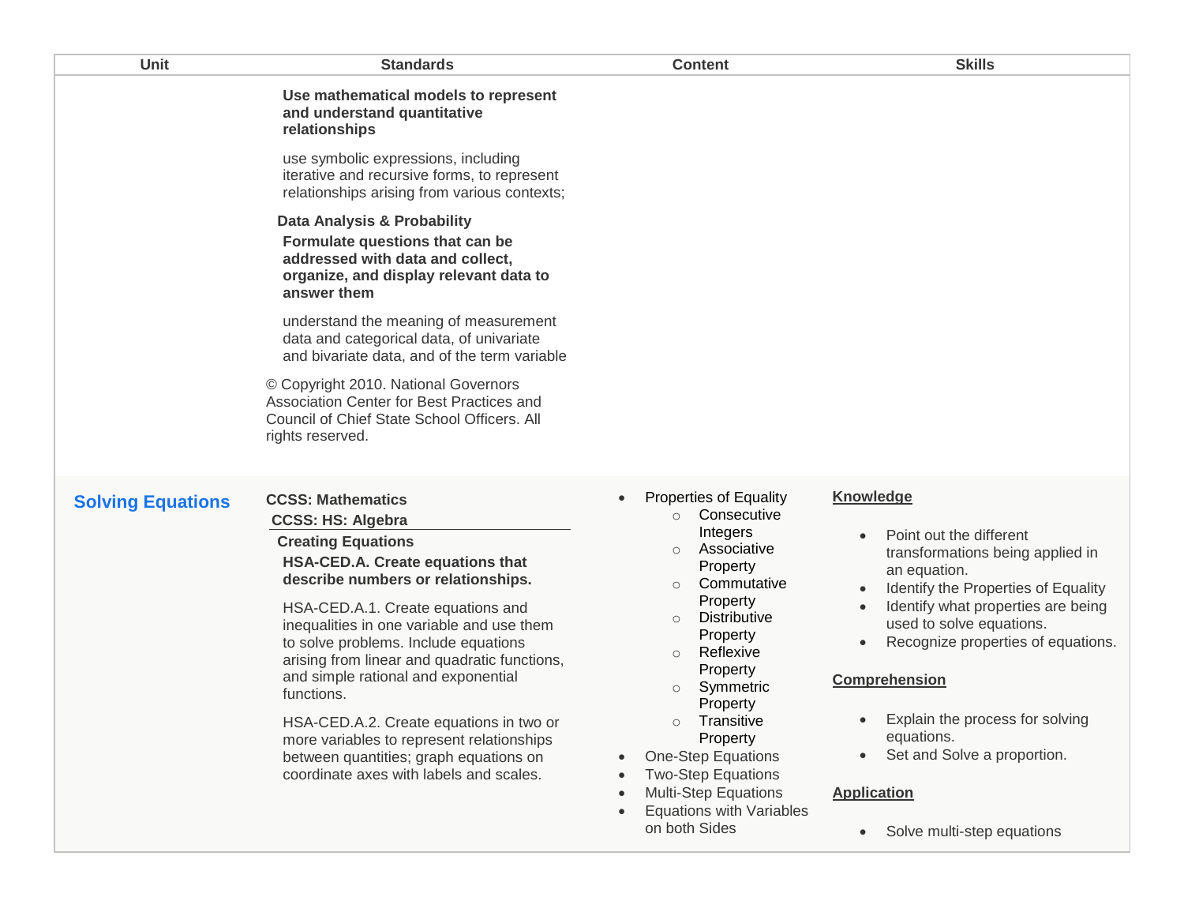| Unit | Standards | Content | Skills |
|---|---|---|---|
| | **Use mathematical models to represent and understand quantitative relationships**<br><br>use symbolic expressions, including iterative and recursive forms, to represent relationships arising from various contexts;<br><br>**Data Analysis & Probability**<br>**Formulate questions that can be addressed with data and collect, organize, and display relevant data to answer them**<br><br>understand the meaning of measurement data and categorical data, of univariate and bivariate data, and of the term variable<br><br>© Copyright 2010. National Governors Association Center for Best Practices and Council of Chief State School Officers. All rights reserved. | | |
| **Solving Equations** | **CCSS: Mathematics**<br>**CCSS: HS: Algebra**<br>**Creating Equations**<br>**HSA-CED.A. Create equations that describe numbers or relationships.**<br><br>HSA-CED.A.1. Create equations and inequalities in one variable and use them to solve problems. Include equations arising from linear and quadratic functions, and simple rational and exponential functions.<br><br>HSA-CED.A.2. Create equations in two or more variables to represent relationships between quantities; graph equations on coordinate axes with labels and scales. | • Properties of Equality<br>&nbsp;&nbsp;○ Consecutive Integers<br>&nbsp;&nbsp;○ Associative Property<br>&nbsp;&nbsp;○ Commutative Property<br>&nbsp;&nbsp;○ Distributive Property<br>&nbsp;&nbsp;○ Reflexive Property<br>&nbsp;&nbsp;○ Symmetric Property<br>&nbsp;&nbsp;○ Transitive Property<br>• One-Step Equations<br>• Two-Step Equations<br>• Multi-Step Equations<br>• Equations with Variables on both Sides | **Knowledge**<br><br>• Point out the different transformations being applied in an equation.<br>• Identify the Properties of Equality<br>• Identify what properties are being used to solve equations.<br>• Recognize properties of equations.<br><br>**Comprehension**<br><br>• Explain the process for solving equations.<br>• Set and Solve a proportion.<br><br>**Application**<br><br>• Solve multi-step equations |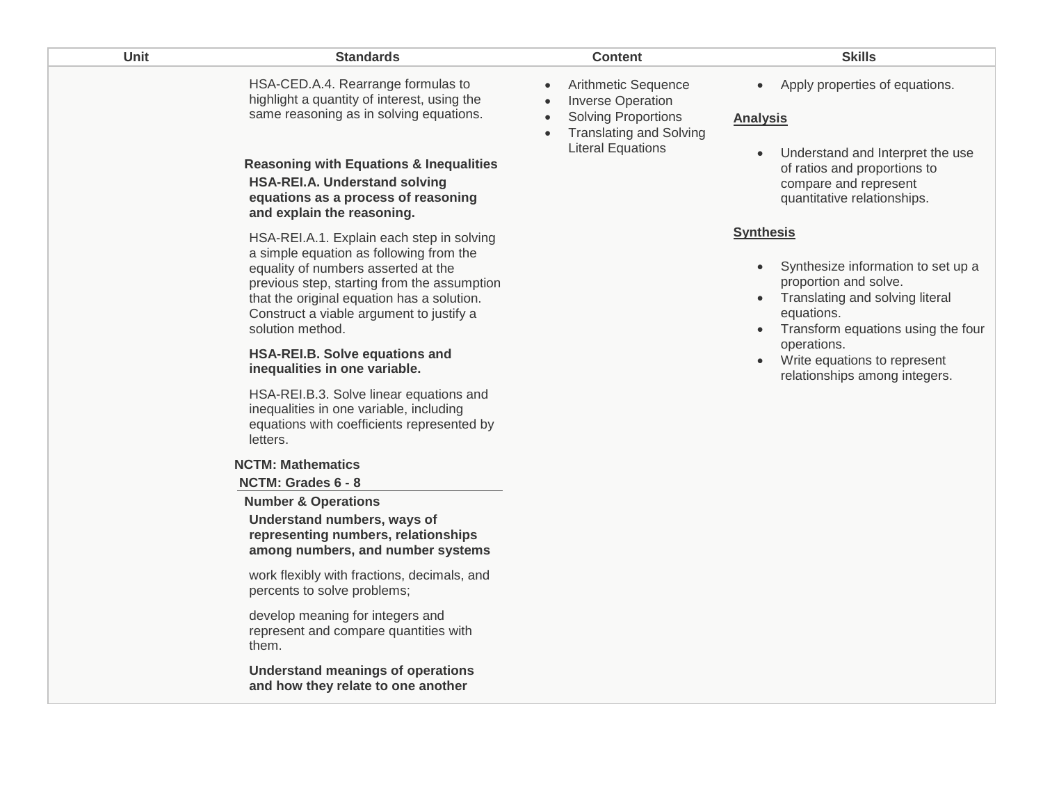| Unit | Standards | Content | Skills |
|---|---|---|---|
| | HSA-CED.A.4. Rearrange formulas to highlight a quantity of interest, using the same reasoning as in solving equations.<br><br>**Reasoning with Equations & Inequalities**<br>**HSA-REI.A. Understand solving equations as a process of reasoning and explain the reasoning.**<br><br>HSA-REI.A.1. Explain each step in solving a simple equation as following from the equality of numbers asserted at the previous step, starting from the assumption that the original equation has a solution. Construct a viable argument to justify a solution method.<br><br>**HSA-REI.B. Solve equations and inequalities in one variable.**<br><br>HSA-REI.B.3. Solve linear equations and inequalities in one variable, including equations with coefficients represented by letters.<br><br>**NCTM: Mathematics**<br>**NCTM: Grades 6 - 8**<br>**Number & Operations**<br>**Understand numbers, ways of representing numbers, relationships among numbers, and number systems**<br><br>work flexibly with fractions, decimals, and percents to solve problems;<br><br>develop meaning for integers and represent and compare quantities with them.<br><br>**Understand meanings of operations and how they relate to one another** | • Arithmetic Sequence<br>• Inverse Operation<br>• Solving Proportions<br>• Translating and Solving Literal Equations | • Apply properties of equations.<br><br>**Analysis**<br><br>• Understand and Interpret the use of ratios and proportions to compare and represent quantitative relationships.<br><br>**Synthesis**<br><br>• Synthesize information to set up a proportion and solve.<br>• Translating and solving literal equations.<br>• Transform equations using the four operations.<br>• Write equations to represent relationships among integers. |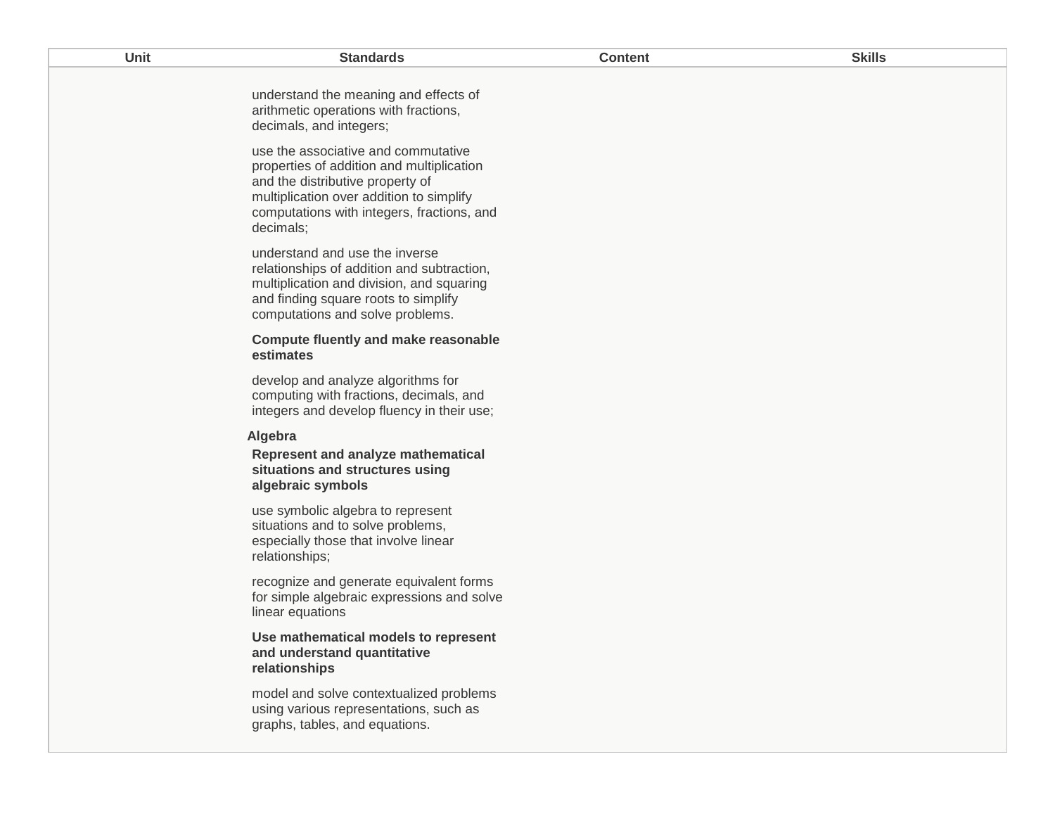| Unit | Standards | Content | Skills |
| --- | --- | --- | --- |
| | understand the meaning and effects of arithmetic operations with fractions, decimals, and integers;<br><br>use the associative and commutative properties of addition and multiplication and the distributive property of multiplication over addition to simplify computations with integers, fractions, and decimals;<br><br>understand and use the inverse relationships of addition and subtraction, multiplication and division, and squaring and finding square roots to simplify computations and solve problems.<br><br>**Compute fluently and make reasonable estimates**<br><br>develop and analyze algorithms for computing with fractions, decimals, and integers and develop fluency in their use;<br><br>**Algebra**<br>**Represent and analyze mathematical situations and structures using algebraic symbols**<br><br>use symbolic algebra to represent situations and to solve problems, especially those that involve linear relationships;<br><br>recognize and generate equivalent forms for simple algebraic expressions and solve linear equations<br><br>**Use mathematical models to represent and understand quantitative relationships**<br><br>model and solve contextualized problems using various representations, such as graphs, tables, and equations. | | |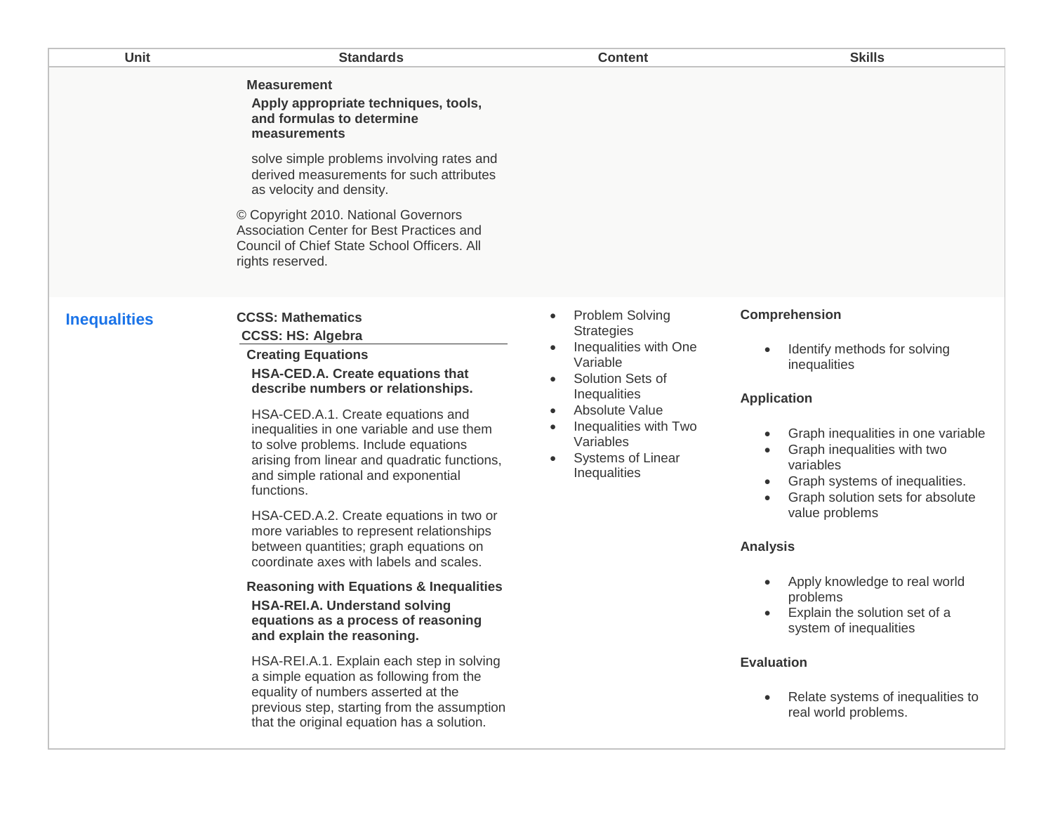| Unit | Standards | Content | Skills |
|---|---|---|---|
| | **Measurement**<br>**Apply appropriate techniques, tools, and formulas to determine measurements**<br>solve simple problems involving rates and derived measurements for such attributes as velocity and density.<br>© Copyright 2010. National Governors Association Center for Best Practices and Council of Chief State School Officers. All rights reserved. | | |
| **Inequalities** | **CCSS: Mathematics**<br>**CCSS: HS: Algebra**<br>**Creating Equations**<br>**HSA-CED.A. Create equations that describe numbers or relationships.**<br>HSA-CED.A.1. Create equations and inequalities in one variable and use them to solve problems. Include equations arising from linear and quadratic functions, and simple rational and exponential functions.<br>HSA-CED.A.2. Create equations in two or more variables to represent relationships between quantities; graph equations on coordinate axes with labels and scales.<br>**Reasoning with Equations & Inequalities**<br>**HSA-REI.A. Understand solving equations as a process of reasoning and explain the reasoning.**<br>HSA-REI.A.1. Explain each step in solving a simple equation as following from the equality of numbers asserted at the previous step, starting from the assumption that the original equation has a solution. | • Problem Solving Strategies<br>• Inequalities with One Variable<br>• Solution Sets of Inequalities<br>• Absolute Value<br>• Inequalities with Two Variables<br>• Systems of Linear Inequalities | **Comprehension**<br>• Identify methods for solving inequalities<br>**Application**<br>• Graph inequalities in one variable<br>• Graph inequalities with two variables<br>• Graph systems of inequalities.<br>• Graph solution sets for absolute value problems<br>**Analysis**<br>• Apply knowledge to real world problems<br>• Explain the solution set of a system of inequalities<br>**Evaluation**<br>• Relate systems of inequalities to real world problems. |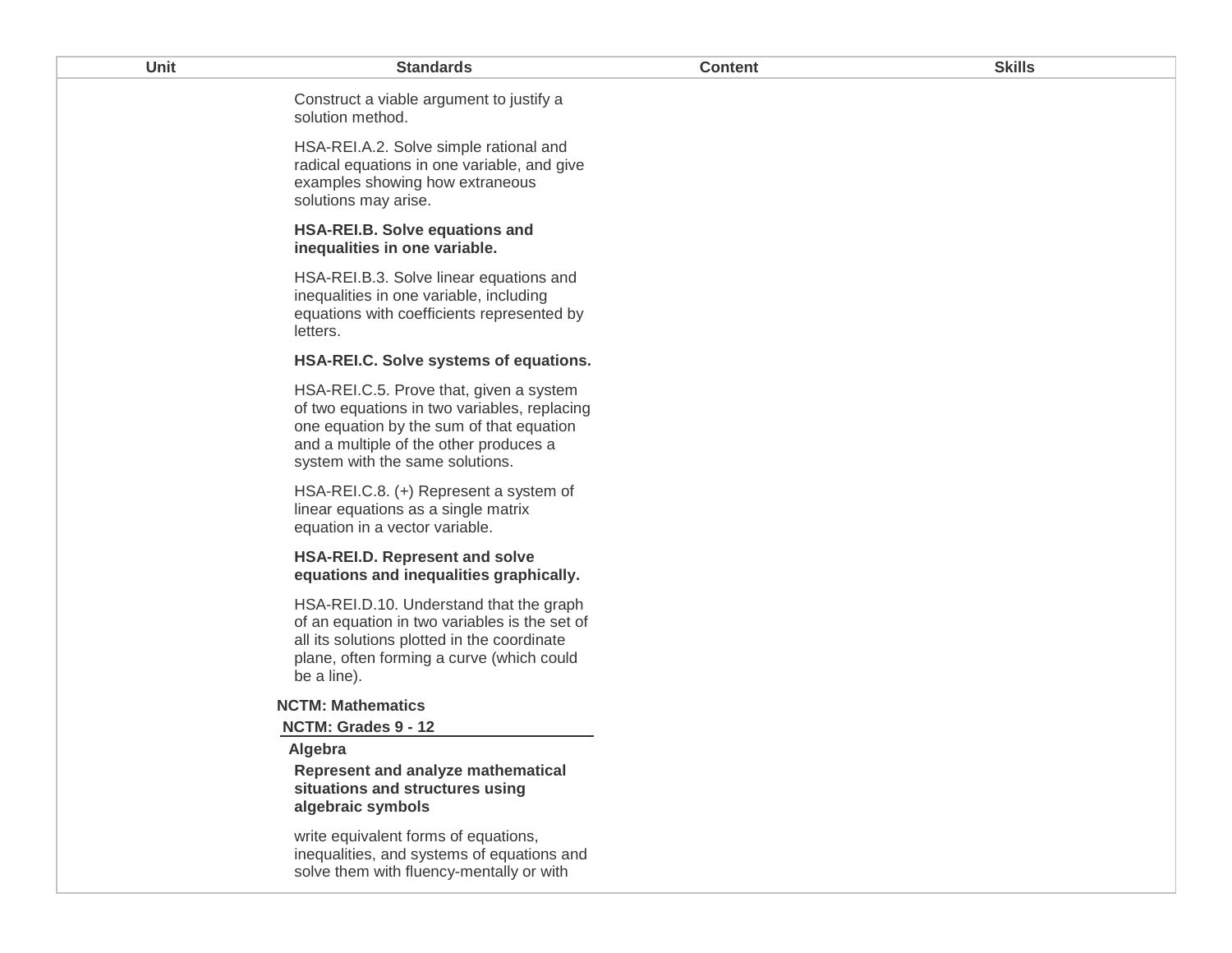| Unit | Standards | Content | Skills |
|---|---|---|---|
| | Construct a viable argument to justify a solution method.<br><br>HSA-REI.A.2. Solve simple rational and radical equations in one variable, and give examples showing how extraneous solutions may arise.<br><br>**HSA-REI.B. Solve equations and inequalities in one variable.**<br><br>HSA-REI.B.3. Solve linear equations and inequalities in one variable, including equations with coefficients represented by letters.<br><br>**HSA-REI.C. Solve systems of equations.**<br><br>HSA-REI.C.5. Prove that, given a system of two equations in two variables, replacing one equation by the sum of that equation and a multiple of the other produces a system with the same solutions.<br><br>HSA-REI.C.8. (+) Represent a system of linear equations as a single matrix equation in a vector variable.<br><br>**HSA-REI.D. Represent and solve equations and inequalities graphically.**<br><br>HSA-REI.D.10. Understand that the graph of an equation in two variables is the set of all its solutions plotted in the coordinate plane, often forming a curve (which could be a line).<br><br>**NCTM: Mathematics**<br>**NCTM: Grades 9 - 12**<br>**Algebra**<br>**Represent and analyze mathematical situations and structures using algebraic symbols**<br><br>write equivalent forms of equations, inequalities, and systems of equations and solve them with fluency-mentally or with | | |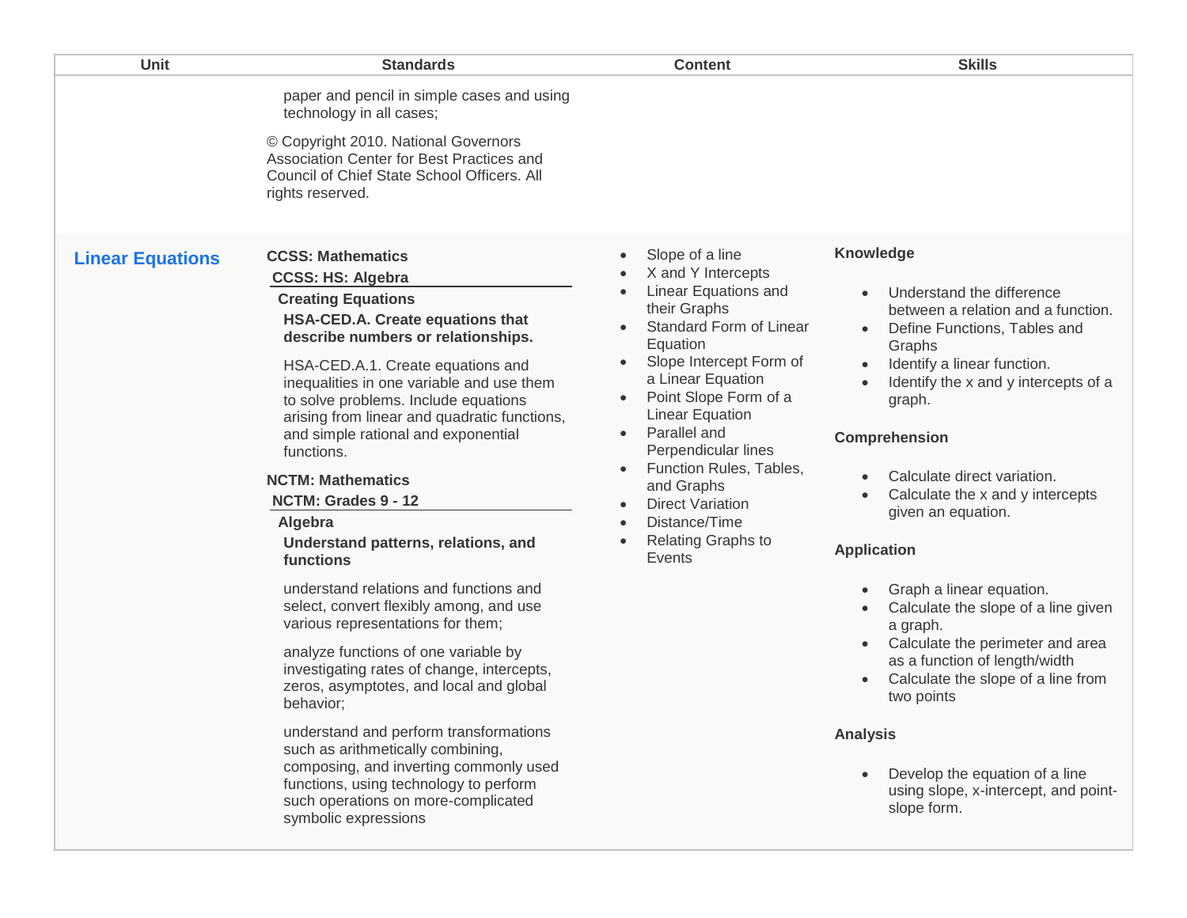| Unit | Standards | Content | Skills |
|---|---|---|---|
| | paper and pencil in simple cases and using technology in all cases;<br><br>© Copyright 2010. National Governors Association Center for Best Practices and Council of Chief State School Officers. All rights reserved. | | |
| **Linear Equations** | **CCSS: Mathematics**<br>**CCSS: HS: Algebra**<br>**Creating Equations**<br>**HSA-CED.A. Create equations that describe numbers or relationships.**<br><br>HSA-CED.A.1. Create equations and inequalities in one variable and use them to solve problems. Include equations arising from linear and quadratic functions, and simple rational and exponential functions.<br><br>**NCTM: Mathematics**<br>**NCTM: Grades 9 - 12**<br>**Algebra**<br>**Understand patterns, relations, and functions**<br><br>understand relations and functions and select, convert flexibly among, and use various representations for them;<br><br>analyze functions of one variable by investigating rates of change, intercepts, zeros, asymptotes, and local and global behavior;<br><br>understand and perform transformations such as arithmetically combining, composing, and inverting commonly used functions, using technology to perform such operations on more-complicated symbolic expressions | • Slope of a line<br>• X and Y Intercepts<br>• Linear Equations and their Graphs<br>• Standard Form of Linear Equation<br>• Slope Intercept Form of a Linear Equation<br>• Point Slope Form of a Linear Equation<br>• Parallel and Perpendicular lines<br>• Function Rules, Tables, and Graphs<br>• Direct Variation<br>• Distance/Time<br>• Relating Graphs to Events | **Knowledge**<br>• Understand the difference between a relation and a function.<br>• Define Functions, Tables and Graphs<br>• Identify a linear function.<br>• Identify the x and y intercepts of a graph.<br><br>**Comprehension**<br>• Calculate direct variation.<br>• Calculate the x and y intercepts given an equation.<br><br>**Application**<br>• Graph a linear equation.<br>• Calculate the slope of a line given a graph.<br>• Calculate the perimeter and area as a function of length/width<br>• Calculate the slope of a line from two points<br><br>**Analysis**<br>• Develop the equation of a line using slope, x-intercept, and point-slope form. |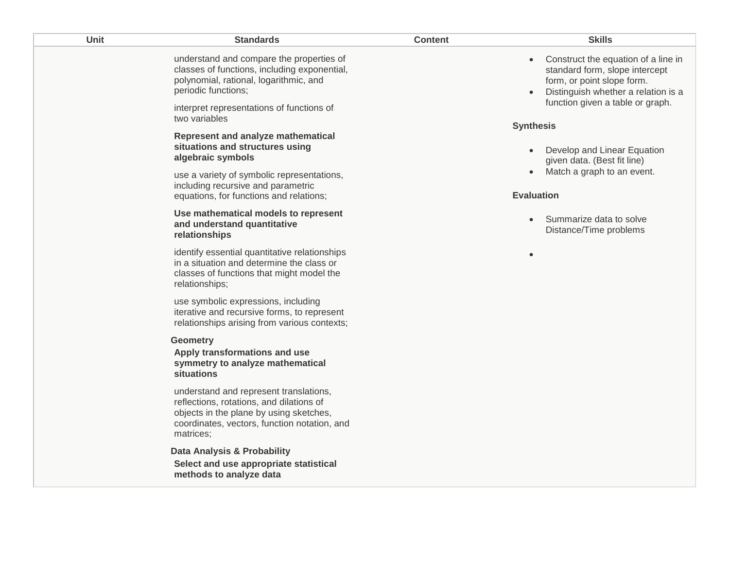| Unit | Standards | Content | Skills |
|---|---|---|---|
| | understand and compare the properties of classes of functions, including exponential, polynomial, rational, logarithmic, and periodic functions;<br><br>interpret representations of functions of two variables<br><br>**Represent and analyze mathematical situations and structures using algebraic symbols**<br><br>use a variety of symbolic representations, including recursive and parametric equations, for functions and relations;<br><br>**Use mathematical models to represent and understand quantitative relationships**<br><br>identify essential quantitative relationships in a situation and determine the class or classes of functions that might model the relationships;<br><br>use symbolic expressions, including iterative and recursive forms, to represent relationships arising from various contexts;<br><br>**Geometry**<br>**Apply transformations and use symmetry to analyze mathematical situations**<br><br>understand and represent translations, reflections, rotations, and dilations of objects in the plane by using sketches, coordinates, vectors, function notation, and matrices;<br><br>**Data Analysis & Probability**<br>**Select and use appropriate statistical methods to analyze data** | | • Construct the equation of a line in standard form, slope intercept form, or point slope form.<br>• Distinguish whether a relation is a function given a table or graph.<br><br>**Synthesis**<br><br>• Develop and Linear Equation given data. (Best fit line)<br>• Match a graph to an event.<br><br>**Evaluation**<br><br>• Summarize data to solve Distance/Time problems<br><br>• |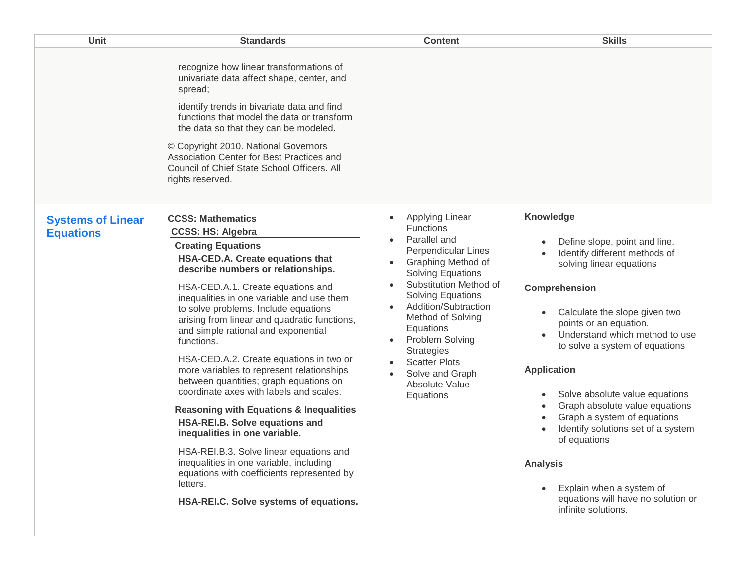| Unit | Standards | Content | Skills |
|---|---|---|---|
| | recognize how linear transformations of univariate data affect shape, center, and spread;<br><br>identify trends in bivariate data and find functions that model the data or transform the data so that they can be modeled.<br><br>© Copyright 2010. National Governors Association Center for Best Practices and Council of Chief State School Officers. All rights reserved. | | |
| **Systems of Linear Equations** | **CCSS: Mathematics**<br>**CCSS: HS: Algebra**<br>**Creating Equations**<br>**HSA-CED.A. Create equations that describe numbers or relationships.**<br><br>HSA-CED.A.1. Create equations and inequalities in one variable and use them to solve problems. Include equations arising from linear and quadratic functions, and simple rational and exponential functions.<br><br>HSA-CED.A.2. Create equations in two or more variables to represent relationships between quantities; graph equations on coordinate axes with labels and scales.<br><br>**Reasoning with Equations & Inequalities**<br>**HSA-REI.B. Solve equations and inequalities in one variable.**<br><br>HSA-REI.B.3. Solve linear equations and inequalities in one variable, including equations with coefficients represented by letters.<br><br>**HSA-REI.C. Solve systems of equations.** | • Applying Linear Functions<br>• Parallel and Perpendicular Lines<br>• Graphing Method of Solving Equations<br>• Substitution Method of Solving Equations<br>• Addition/Subtraction Method of Solving Equations<br>• Problem Solving Strategies<br>• Scatter Plots<br>• Solve and Graph Absolute Value Equations | **Knowledge**<br>• Define slope, point and line.<br>• Identify different methods of solving linear equations<br><br>**Comprehension**<br>• Calculate the slope given two points or an equation.<br>• Understand which method to use to solve a system of equations<br><br>**Application**<br>• Solve absolute value equations<br>• Graph absolute value equations<br>• Graph a system of equations<br>• Identify solutions set of a system of equations<br><br>**Analysis**<br>• Explain when a system of equations will have no solution or infinite solutions. |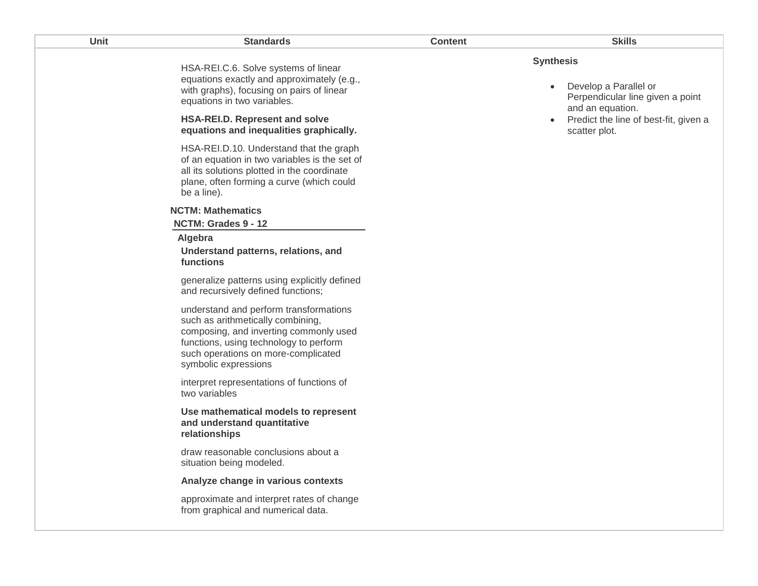| Unit | Standards | Content | Skills |
|---|---|---|---|
| | HSA-REI.C.6. Solve systems of linear equations exactly and approximately (e.g., with graphs), focusing on pairs of linear equations in two variables.<br><br>**HSA-REI.D. Represent and solve equations and inequalities graphically.**<br><br>HSA-REI.D.10. Understand that the graph of an equation in two variables is the set of all its solutions plotted in the coordinate plane, often forming a curve (which could be a line).<br><br>**NCTM: Mathematics**<br>**NCTM: Grades 9 - 12**<br>**Algebra**<br>**Understand patterns, relations, and functions**<br><br>generalize patterns using explicitly defined and recursively defined functions;<br><br>understand and perform transformations such as arithmetically combining, composing, and inverting commonly used functions, using technology to perform such operations on more-complicated symbolic expressions<br><br>interpret representations of functions of two variables<br><br>**Use mathematical models to represent and understand quantitative relationships**<br><br>draw reasonable conclusions about a situation being modeled.<br><br>**Analyze change in various contexts**<br><br>approximate and interpret rates of change from graphical and numerical data. | | **Synthesis**<br><br>• Develop a Parallel or Perpendicular line given a point and an equation.<br>• Predict the line of best-fit, given a scatter plot. |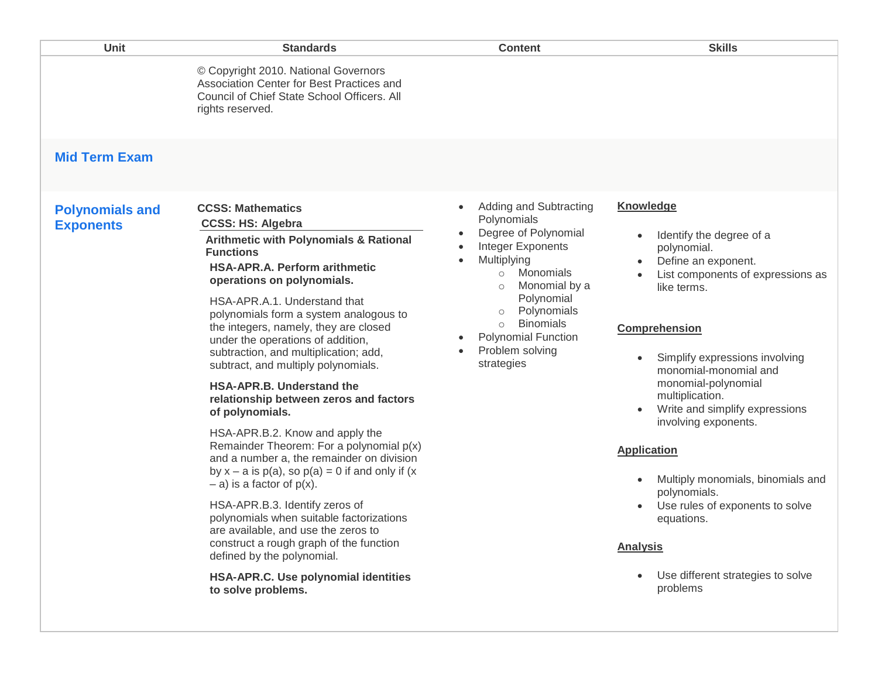| Unit | Standards | Content | Skills |
| --- | --- | --- | --- |
| | © Copyright 2010. National Governors Association Center for Best Practices and Council of Chief State School Officers. All rights reserved. | | |
| **Mid Term Exam** | | | |
| **Polynomials and Exponents** | **CCSS: Mathematics**<br>**CCSS: HS: Algebra**<br>**Arithmetic with Polynomials & Rational Functions**<br>**HSA-APR.A. Perform arithmetic operations on polynomials.**<br>HSA-APR.A.1. Understand that polynomials form a system analogous to the integers, namely, they are closed under the operations of addition, subtraction, and multiplication; add, subtract, and multiply polynomials.<br>**HSA-APR.B. Understand the relationship between zeros and factors of polynomials.**<br>HSA-APR.B.2. Know and apply the Remainder Theorem: For a polynomial $p(x)$ and a number a, the remainder on division by $x – a$ is $p(a)$, so $p(a) = 0$ if and only if $(x – a)$ is a factor of $p(x)$.<br>HSA-APR.B.3. Identify zeros of polynomials when suitable factorizations are available, and use the zeros to construct a rough graph of the function defined by the polynomial.<br>**HSA-APR.C. Use polynomial identities to solve problems.** | • Adding and Subtracting Polynomials<br>• Degree of Polynomial<br>• Integer Exponents<br>• Multiplying<br>  ○ Monomials<br>  ○ Monomial by a Polynomial<br>  ○ Polynomials<br>  ○ Binomials<br>• Polynomial Function<br>• Problem solving strategies | **Knowledge**<br>• Identify the degree of a polynomial.<br>• Define an exponent.<br>• List components of expressions as like terms.<br>**Comprehension**<br>• Simplify expressions involving monomial-monomial and monomial-polynomial multiplication.<br>• Write and simplify expressions involving exponents.<br>**Application**<br>• Multiply monomials, binomials and polynomials.<br>• Use rules of exponents to solve equations.<br>**Analysis**<br>• Use different strategies to solve problems |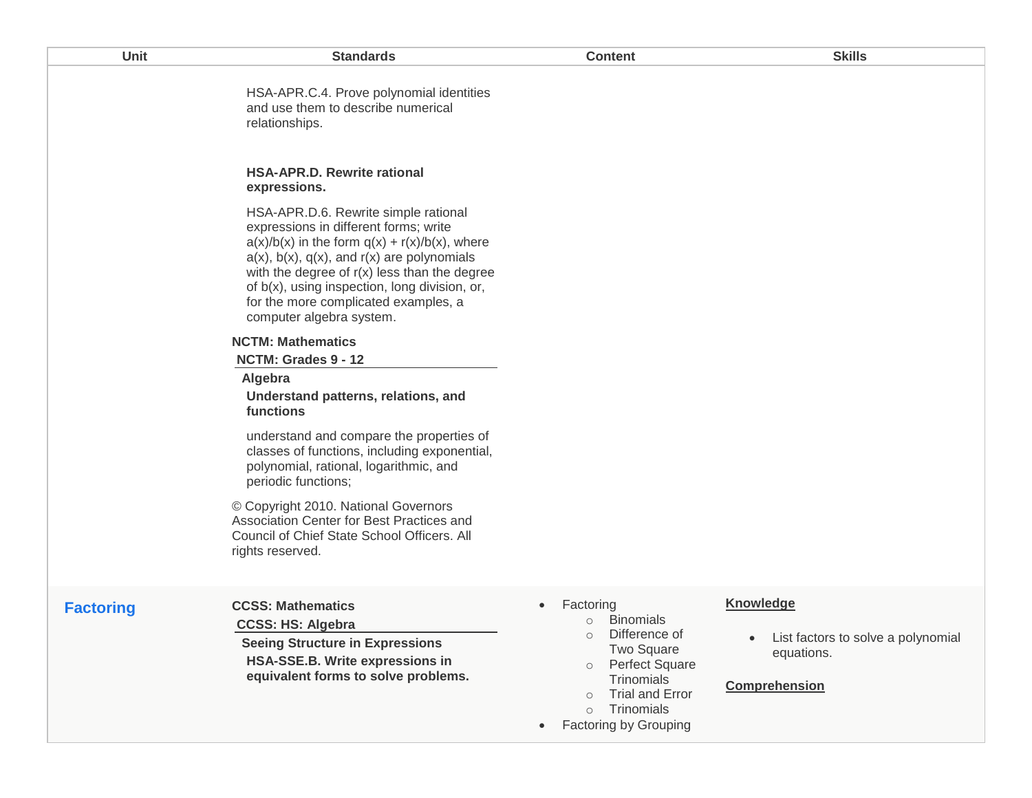| Unit | Standards | Content | Skills |
| --- | --- | --- | --- |
| | HSA-APR.C.4. Prove polynomial identities and use them to describe numerical relationships.<br><br>**HSA-APR.D. Rewrite rational expressions.**<br><br>HSA-APR.D.6. Rewrite simple rational expressions in different forms; write a(x)/b(x) in the form q(x) + r(x)/b(x), where a(x), b(x), q(x), and r(x) are polynomials with the degree of r(x) less than the degree of b(x), using inspection, long division, or, for the more complicated examples, a computer algebra system.<br><br>**NCTM: Mathematics**<br>**NCTM: Grades 9 - 12**<br>**Algebra**<br>**Understand patterns, relations, and functions**<br><br>understand and compare the properties of classes of functions, including exponential, polynomial, rational, logarithmic, and periodic functions;<br><br>© Copyright 2010. National Governors Association Center for Best Practices and Council of Chief State School Officers. All rights reserved. | | |
| **Factoring** | **CCSS: Mathematics**<br>**CCSS: HS: Algebra**<br>**Seeing Structure in Expressions**<br>**HSA-SSE.B. Write expressions in equivalent forms to solve problems.** | • Factoring<br>  ○ Binomials<br>  ○ Difference of Two Square<br>  ○ Perfect Square Trinomials<br>  ○ Trial and Error<br>  ○ Trinomials<br>• Factoring by Grouping | **Knowledge**<br><br>• List factors to solve a polynomial equations.<br><br>**Comprehension** |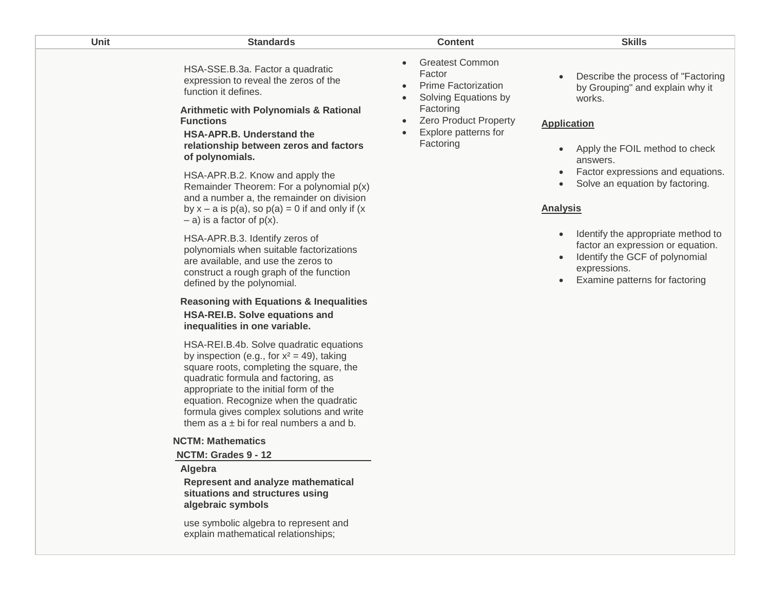| Unit | Standards | Content | Skills |
|---|---|---|---|
| | HSA-SSE.B.3a. Factor a quadratic expression to reveal the zeros of the function it defines.<br><br>**Arithmetic with Polynomials & Rational Functions**<br>**HSA-APR.B. Understand the relationship between zeros and factors of polynomials.**<br><br>HSA-APR.B.2. Know and apply the Remainder Theorem: For a polynomial p(x) and a number a, the remainder on division by x – a is p(a), so p(a) = 0 if and only if (x – a) is a factor of p(x).<br><br>HSA-APR.B.3. Identify zeros of polynomials when suitable factorizations are available, and use the zeros to construct a rough graph of the function defined by the polynomial.<br><br>**Reasoning with Equations & Inequalities**<br>**HSA-REI.B. Solve equations and inequalities in one variable.**<br><br>HSA-REI.B.4b. Solve quadratic equations by inspection (e.g., for $x^2 = 49$), taking square roots, completing the square, the quadratic formula and factoring, as appropriate to the initial form of the equation. Recognize when the quadratic formula gives complex solutions and write them as a ± bi for real numbers a and b.<br><br>**NCTM: Mathematics**<br>**NCTM: Grades 9 - 12**<br>**Algebra**<br>**Represent and analyze mathematical situations and structures using algebraic symbols**<br><br>use symbolic algebra to represent and explain mathematical relationships; | • Greatest Common Factor<br>• Prime Factorization<br>• Solving Equations by Factoring<br>• Zero Product Property<br>• Explore patterns for Factoring | • Describe the process of "Factoring by Grouping" and explain why it works.<br><br>**Application**<br><br>• Apply the FOIL method to check answers.<br>• Factor expressions and equations.<br>• Solve an equation by factoring.<br><br>**Analysis**<br><br>• Identify the appropriate method to factor an expression or equation.<br>• Identify the GCF of polynomial expressions.<br>• Examine patterns for factoring |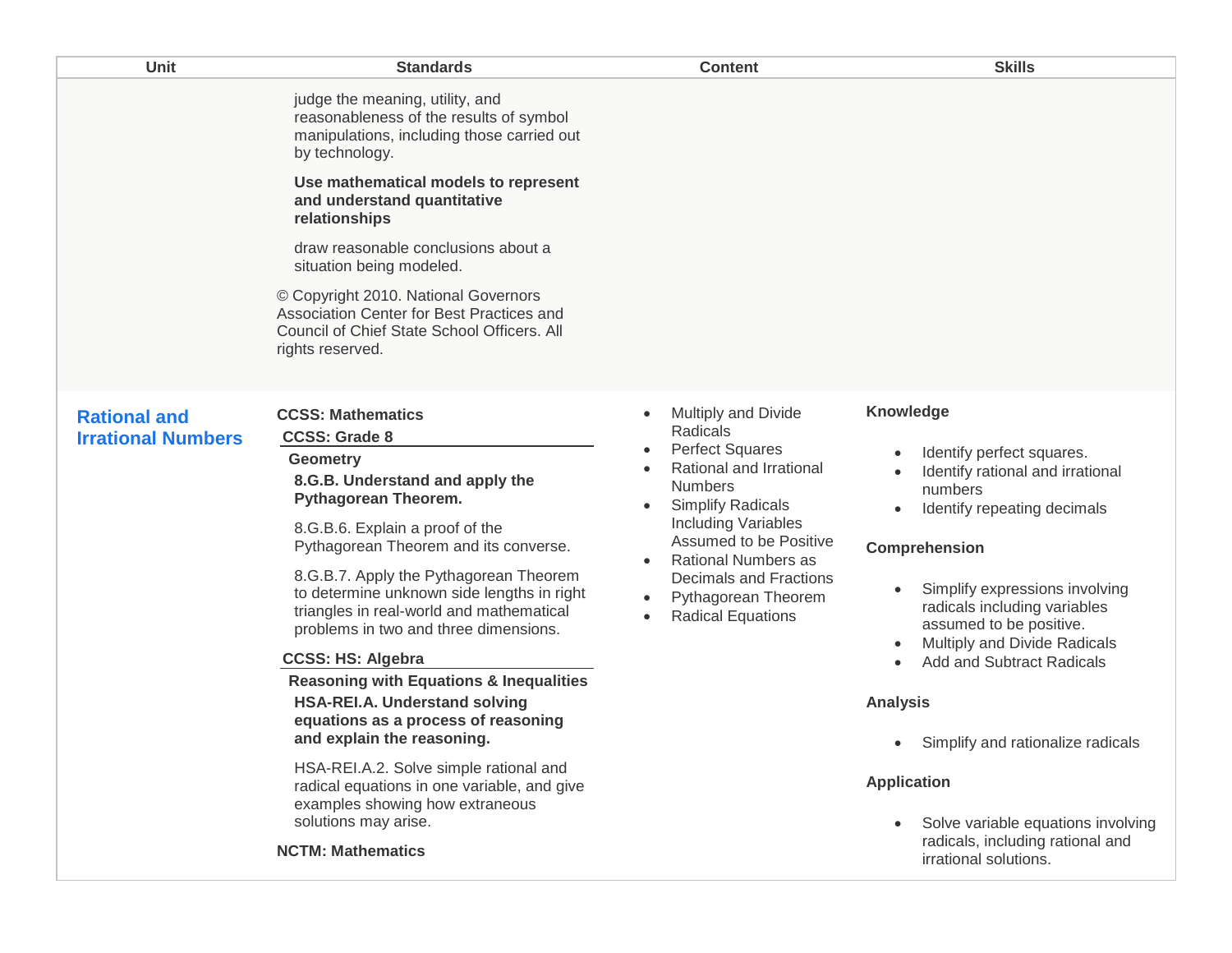| Unit | Standards | Content | Skills |
| --- | --- | --- | --- |
| | judge the meaning, utility, and reasonableness of the results of symbol manipulations, including those carried out by technology.<br><br>**Use mathematical models to represent and understand quantitative relationships**<br><br>draw reasonable conclusions about a situation being modeled.<br><br>© Copyright 2010. National Governors Association Center for Best Practices and Council of Chief State School Officers. All rights reserved. | | |
| **Rational and Irrational Numbers** | **CCSS: Mathematics**<br>**CCSS: Grade 8**<br>**Geometry**<br>**8.G.B. Understand and apply the Pythagorean Theorem.**<br><br>8.G.B.6. Explain a proof of the Pythagorean Theorem and its converse.<br><br>8.G.B.7. Apply the Pythagorean Theorem to determine unknown side lengths in right triangles in real-world and mathematical problems in two and three dimensions.<br><br>**CCSS: HS: Algebra**<br>**Reasoning with Equations & Inequalities**<br>**HSA-REI.A. Understand solving equations as a process of reasoning and explain the reasoning.**<br><br>HSA-REI.A.2. Solve simple rational and radical equations in one variable, and give examples showing how extraneous solutions may arise.<br><br>**NCTM: Mathematics** | • Multiply and Divide Radicals<br>• Perfect Squares<br>• Rational and Irrational Numbers<br>• Simplify Radicals Including Variables Assumed to be Positive<br>• Rational Numbers as Decimals and Fractions<br>• Pythagorean Theorem<br>• Radical Equations | **Knowledge**<br>• Identify perfect squares.<br>• Identify rational and irrational numbers<br>• Identify repeating decimals<br><br>**Comprehension**<br>• Simplify expressions involving radicals including variables assumed to be positive.<br>• Multiply and Divide Radicals<br>• Add and Subtract Radicals<br><br>**Analysis**<br>• Simplify and rationalize radicals<br><br>**Application**<br>• Solve variable equations involving radicals, including rational and irrational solutions. |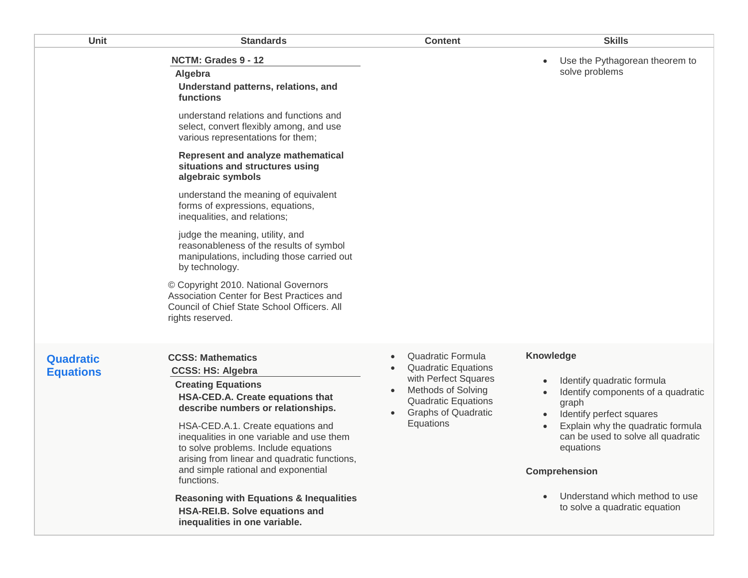| Unit | Standards | Content | Skills |
|---|---|---|---|
| | **NCTM: Grades 9 - 12**<br>**Algebra**<br>**Understand patterns, relations, and functions**<br>understand relations and functions and select, convert flexibly among, and use various representations for them;<br>**Represent and analyze mathematical situations and structures using algebraic symbols**<br>understand the meaning of equivalent forms of expressions, equations, inequalities, and relations;<br>judge the meaning, utility, and reasonableness of the results of symbol manipulations, including those carried out by technology.<br>© Copyright 2010. National Governors Association Center for Best Practices and Council of Chief State School Officers. All rights reserved. | | • Use the Pythagorean theorem to solve problems |
| **Quadratic Equations** | **CCSS: Mathematics**<br>**CCSS: HS: Algebra**<br>**Creating Equations**<br>**HSA-CED.A. Create equations that describe numbers or relationships.**<br>HSA-CED.A.1. Create equations and inequalities in one variable and use them to solve problems. Include equations arising from linear and quadratic functions, and simple rational and exponential functions.<br>**Reasoning with Equations & Inequalities**<br>**HSA-REI.B. Solve equations and inequalities in one variable.** | • Quadratic Formula<br>• Quadratic Equations with Perfect Squares<br>• Methods of Solving Quadratic Equations<br>• Graphs of Quadratic Equations | **Knowledge**<br>• Identify quadratic formula<br>• Identify components of a quadratic graph<br>• Identify perfect squares<br>• Explain why the quadratic formula can be used to solve all quadratic equations<br>**Comprehension**<br>• Understand which method to use to solve a quadratic equation |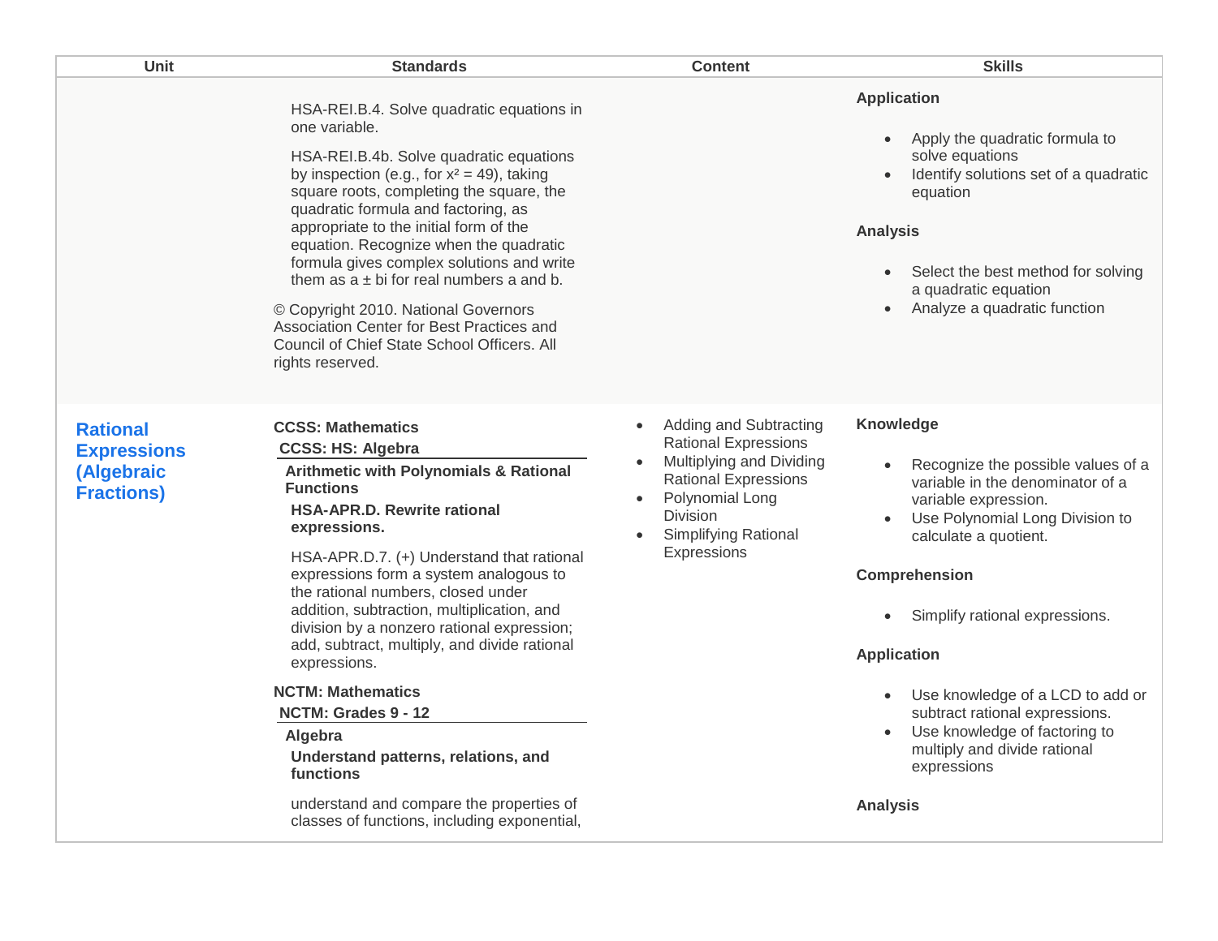| Unit | Standards | Content | Skills |
|---|---|---|---|
| | HSA-REI.B.4. Solve quadratic equations in one variable.<br><br>HSA-REI.B.4b. Solve quadratic equations by inspection (e.g., for $x^2 = 49$), taking square roots, completing the square, the quadratic formula and factoring, as appropriate to the initial form of the equation. Recognize when the quadratic formula gives complex solutions and write them as $a \pm bi$ for real numbers a and b.<br><br>© Copyright 2010. National Governors Association Center for Best Practices and Council of Chief State School Officers. All rights reserved. | | **Application**<br><br>• Apply the quadratic formula to solve equations<br>• Identify solutions set of a quadratic equation<br><br>**Analysis**<br><br>• Select the best method for solving a quadratic equation<br>• Analyze a quadratic function |
| **Rational Expressions (Algebraic Fractions)** | **CCSS: Mathematics**<br>**CCSS: HS: Algebra**<br>**Arithmetic with Polynomials & Rational Functions**<br>**HSA-APR.D. Rewrite rational expressions.**<br><br>HSA-APR.D.7. (+) Understand that rational expressions form a system analogous to the rational numbers, closed under addition, subtraction, multiplication, and division by a nonzero rational expression; add, subtract, multiply, and divide rational expressions.<br><br>**NCTM: Mathematics**<br>**NCTM: Grades 9 - 12**<br>**Algebra**<br>**Understand patterns, relations, and functions**<br><br>understand and compare the properties of classes of functions, including exponential, | • Adding and Subtracting Rational Expressions<br>• Multiplying and Dividing Rational Expressions<br>• Polynomial Long Division<br>• Simplifying Rational Expressions | **Knowledge**<br><br>• Recognize the possible values of a variable in the denominator of a variable expression.<br>• Use Polynomial Long Division to calculate a quotient.<br><br>**Comprehension**<br><br>• Simplify rational expressions.<br><br>**Application**<br><br>• Use knowledge of a LCD to add or subtract rational expressions.<br>• Use knowledge of factoring to multiply and divide rational expressions<br><br>**Analysis** |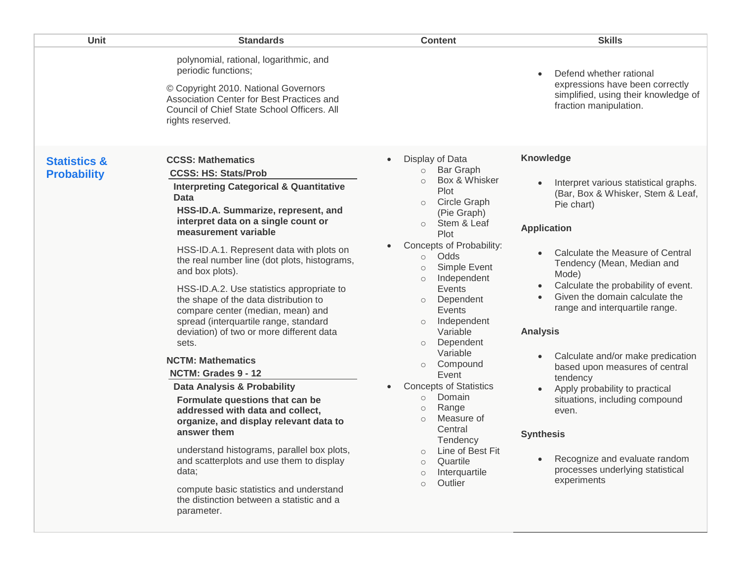| Unit | Standards | Content | Skills |
|---|---|---|---|
| | polynomial, rational, logarithmic, and periodic functions;<br><br>© Copyright 2010. National Governors Association Center for Best Practices and Council of Chief State School Officers. All rights reserved. | | • Defend whether rational expressions have been correctly simplified, using their knowledge of fraction manipulation. |
| **Statistics & Probability** | **CCSS: Mathematics**<br>**CCSS: HS: Stats/Prob**<br>**Interpreting Categorical & Quantitative Data**<br>**HSS-ID.A. Summarize, represent, and interpret data on a single count or measurement variable**<br><br>HSS-ID.A.1. Represent data with plots on the real number line (dot plots, histograms, and box plots).<br><br>HSS-ID.A.2. Use statistics appropriate to the shape of the data distribution to compare center (median, mean) and spread (interquartile range, standard deviation) of two or more different data sets.<br><br>**NCTM: Mathematics**<br>**NCTM: Grades 9 - 12**<br>**Data Analysis & Probability**<br>**Formulate questions that can be addressed with data and collect, organize, and display relevant data to answer them**<br><br>understand histograms, parallel box plots, and scatterplots and use them to display data;<br><br>compute basic statistics and understand the distinction between a statistic and a parameter. | • Display of Data<br>&nbsp;&nbsp;○ Bar Graph<br>&nbsp;&nbsp;○ Box & Whisker Plot<br>&nbsp;&nbsp;○ Circle Graph (Pie Graph)<br>&nbsp;&nbsp;○ Stem & Leaf Plot<br>• Concepts of Probability:<br>&nbsp;&nbsp;○ Odds<br>&nbsp;&nbsp;○ Simple Event<br>&nbsp;&nbsp;○ Independent Events<br>&nbsp;&nbsp;○ Dependent Events<br>&nbsp;&nbsp;○ Independent Variable<br>&nbsp;&nbsp;○ Dependent Variable<br>&nbsp;&nbsp;○ Compound Event<br>• Concepts of Statistics<br>&nbsp;&nbsp;○ Domain<br>&nbsp;&nbsp;○ Range<br>&nbsp;&nbsp;○ Measure of Central Tendency<br>&nbsp;&nbsp;○ Line of Best Fit<br>&nbsp;&nbsp;○ Quartile<br>&nbsp;&nbsp;○ Interquartile<br>&nbsp;&nbsp;○ Outlier | **Knowledge**<br><br>• Interpret various statistical graphs. (Bar, Box & Whisker, Stem & Leaf, Pie chart)<br><br>**Application**<br><br>• Calculate the Measure of Central Tendency (Mean, Median and Mode)<br>• Calculate the probability of event.<br>• Given the domain calculate the range and interquartile range.<br><br>**Analysis**<br><br>• Calculate and/or make predication based upon measures of central tendency<br>• Apply probability to practical situations, including compound even.<br><br>**Synthesis**<br><br>• Recognize and evaluate random processes underlying statistical experiments |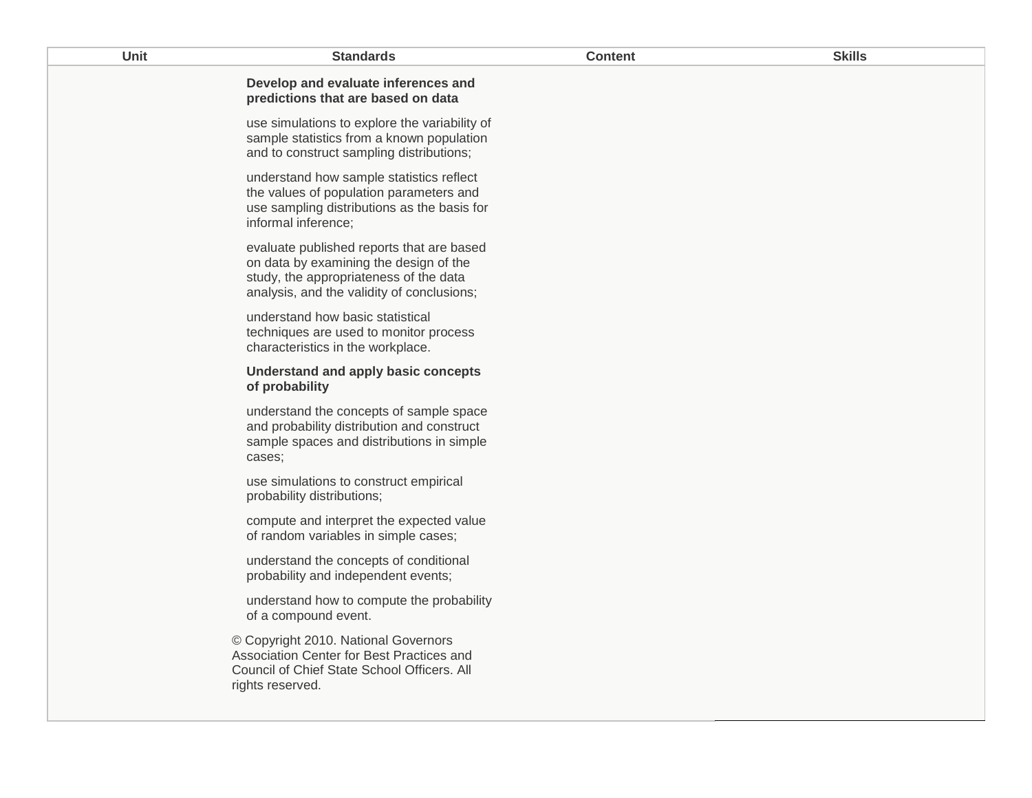| Unit | Standards | Content | Skills |
| --- | --- | --- | --- |
| | **Develop and evaluate inferences and predictions that are based on data**<br><br>use simulations to explore the variability of sample statistics from a known population and to construct sampling distributions;<br><br>understand how sample statistics reflect the values of population parameters and use sampling distributions as the basis for informal inference;<br><br>evaluate published reports that are based on data by examining the design of the study, the appropriateness of the data analysis, and the validity of conclusions;<br><br>understand how basic statistical techniques are used to monitor process characteristics in the workplace.<br><br>**Understand and apply basic concepts of probability**<br><br>understand the concepts of sample space and probability distribution and construct sample spaces and distributions in simple cases;<br><br>use simulations to construct empirical probability distributions;<br><br>compute and interpret the expected value of random variables in simple cases;<br><br>understand the concepts of conditional probability and independent events;<br><br>understand how to compute the probability of a compound event.<br><br>© Copyright 2010. National Governors Association Center for Best Practices and Council of Chief State School Officers. All rights reserved. | | |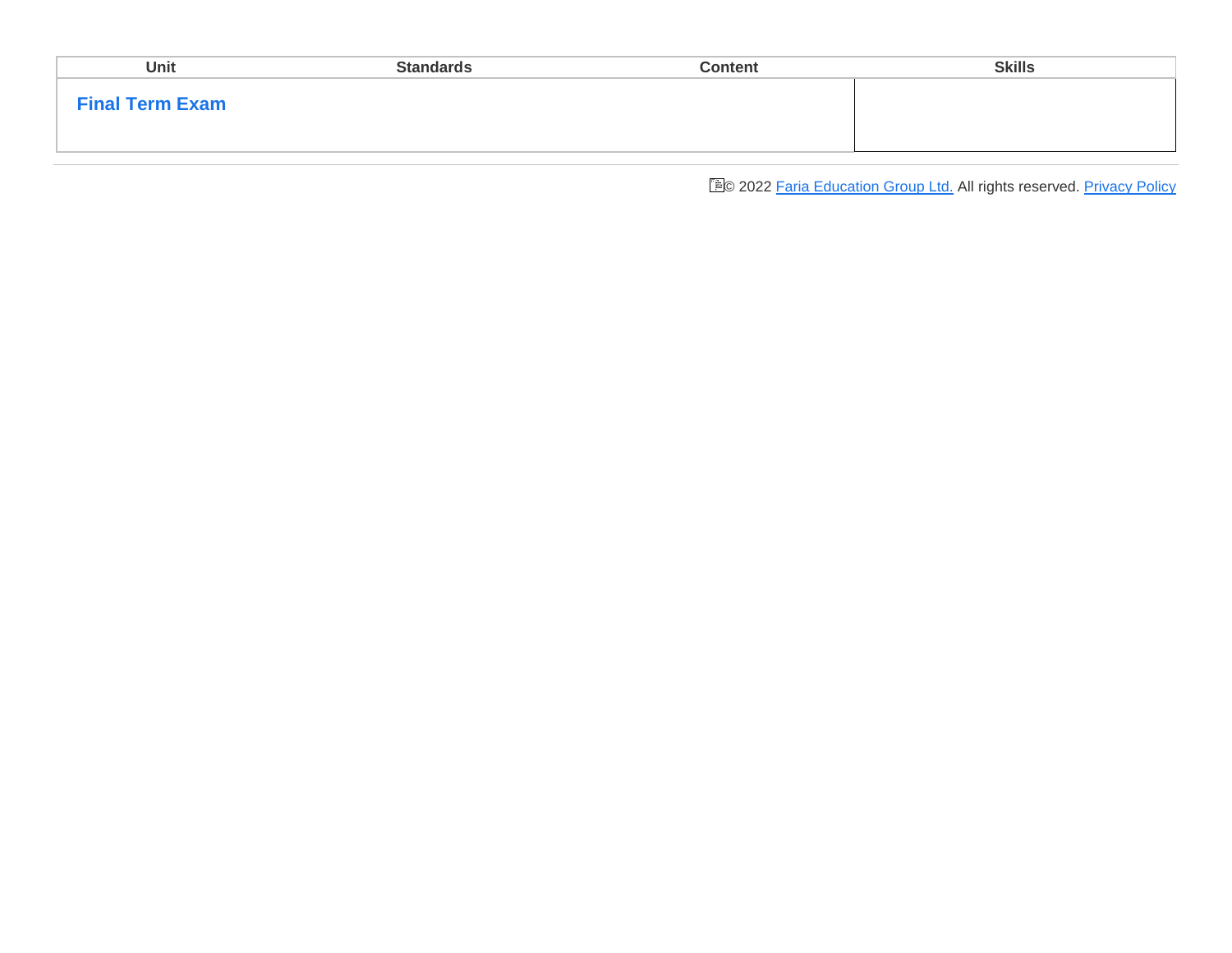| Unit | Standards | Content | Skills |
| --- | --- | --- | --- |
| Final Term Exam | | | |

© 2022 Faria Education Group Ltd. All rights reserved. Privacy Policy